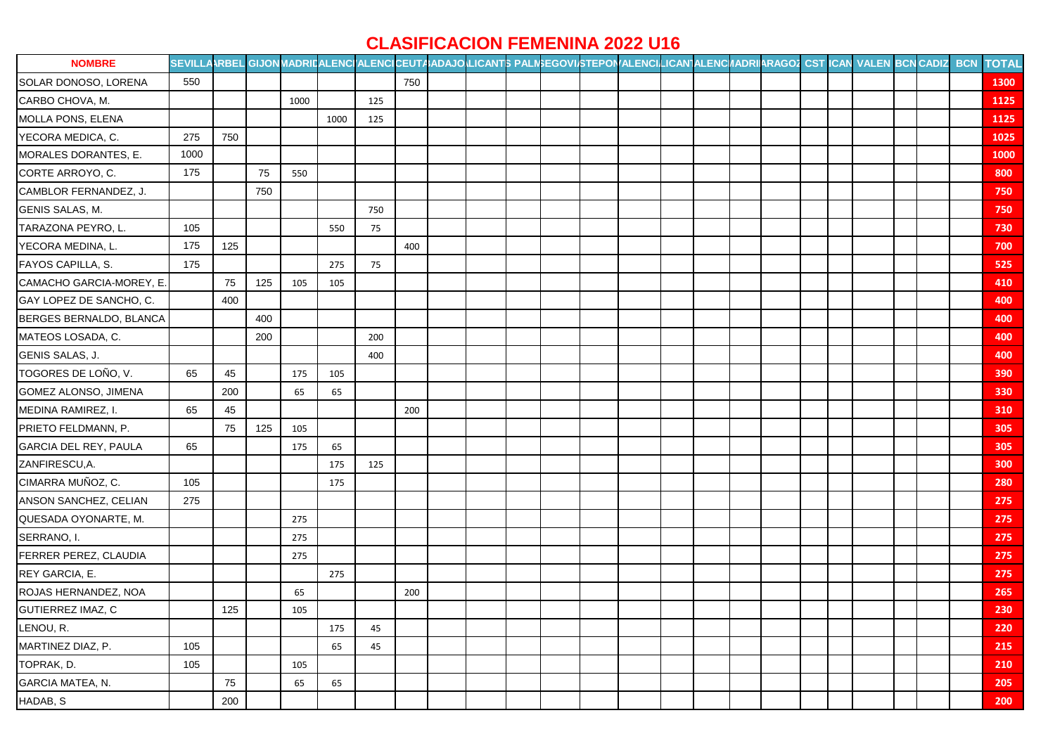# CLASIFICACION FEMENINA 2022 U16

| NOMBRE | SEVILLA | MARBEL | GIJON | MADRID | VALENCI | VALENCI | CEUTA | BADAJO | ALICANT | S PALM | SEGOVI | ESTEPON | VALENCI | ALICANT | VALENC | MADRI | ZARAGOZ | CST | ICAN | VALEN | BCN | CADIZ | BCN | TOTAL |
|---|---|---|---|---|---|---|---|---|---|---|---|---|---|---|---|---|---|---|---|---|---|---|---|---|
| SOLAR DONOSO, LORENA | 550 | | | | | | 750 | | | | | | | | | | | | | | | | | 1300 |
| CARBO CHOVA, M. | | | | 1000 | | 125 | | | | | | | | | | | | | | | | | | 1125 |
| MOLLA PONS, ELENA | | | | | 1000 | 125 | | | | | | | | | | | | | | | | | | 1125 |
| YECORA MEDICA, C. | 275 | 750 | | | | | | | | | | | | | | | | | | | | | | 1025 |
| MORALES DORANTES, E. | 1000 | | | | | | | | | | | | | | | | | | | | | | | 1000 |
| CORTE ARROYO, C. | 175 | | 75 | 550 | | | | | | | | | | | | | | | | | | | | 800 |
| CAMBLOR FERNANDEZ, J. | | | 750 | | | | | | | | | | | | | | | | | | | | | 750 |
| GENIS SALAS, M. | | | | | | 750 | | | | | | | | | | | | | | | | | | 750 |
| TARAZONA PEYRO, L. | 105 | | | | 550 | 75 | | | | | | | | | | | | | | | | | | 730 |
| YECORA MEDINA, L. | 175 | 125 | | | | | 400 | | | | | | | | | | | | | | | | | 700 |
| FAYOS CAPILLA, S. | 175 | | | | 275 | 75 | | | | | | | | | | | | | | | | | | 525 |
| CAMACHO GARCIA-MOREY, E. | | 75 | 125 | 105 | 105 | | | | | | | | | | | | | | | | | | | 410 |
| GAY LOPEZ DE SANCHO, C. | | 400 | | | | | | | | | | | | | | | | | | | | | | 400 |
| BERGES BERNALDO, BLANCA | | | 400 | | | | | | | | | | | | | | | | | | | | | 400 |
| MATEOS LOSADA, C. | | | 200 | | | 200 | | | | | | | | | | | | | | | | | | 400 |
| GENIS SALAS, J. | | | | | | 400 | | | | | | | | | | | | | | | | | | 400 |
| TOGORES DE LOÑO, V. | 65 | 45 | | 175 | 105 | | | | | | | | | | | | | | | | | | | 390 |
| GOMEZ ALONSO, JIMENA | | 200 | | 65 | 65 | | | | | | | | | | | | | | | | | | | 330 |
| MEDINA RAMIREZ, I. | 65 | 45 | | | | | 200 | | | | | | | | | | | | | | | | | 310 |
| PRIETO FELDMANN, P. | | 75 | 125 | 105 | | | | | | | | | | | | | | | | | | | | 305 |
| GARCIA DEL REY, PAULA | 65 | | | 175 | 65 | | | | | | | | | | | | | | | | | | | 305 |
| ZANFIRESCU,A. | | | | | 175 | 125 | | | | | | | | | | | | | | | | | | 300 |
| CIMARRA MUÑOZ, C. | 105 | | | | 175 | | | | | | | | | | | | | | | | | | | 280 |
| ANSON SANCHEZ, CELIAN | 275 | | | | | | | | | | | | | | | | | | | | | | | 275 |
| QUESADA OYONARTE, M. | | | | 275 | | | | | | | | | | | | | | | | | | | | 275 |
| SERRANO, I. | | | | 275 | | | | | | | | | | | | | | | | | | | | 275 |
| FERRER PEREZ, CLAUDIA | | | | 275 | | | | | | | | | | | | | | | | | | | | 275 |
| REY GARCIA, E. | | | | | 275 | | | | | | | | | | | | | | | | | | | 275 |
| ROJAS HERNANDEZ, NOA | | | | 65 | | | 200 | | | | | | | | | | | | | | | | | 265 |
| GUTIERREZ IMAZ, C | | 125 | | 105 | | | | | | | | | | | | | | | | | | | | 230 |
| LENOU, R. | | | | | 175 | 45 | | | | | | | | | | | | | | | | | | 220 |
| MARTINEZ DIAZ, P. | 105 | | | | 65 | 45 | | | | | | | | | | | | | | | | | | 215 |
| TOPRAK, D. | 105 | | | 105 | | | | | | | | | | | | | | | | | | | | 210 |
| GARCIA MATEA, N. | | 75 | | 65 | 65 | | | | | | | | | | | | | | | | | | | 205 |
| HADAB, S | | 200 | | | | | | | | | | | | | | | | | | | | | | 200 |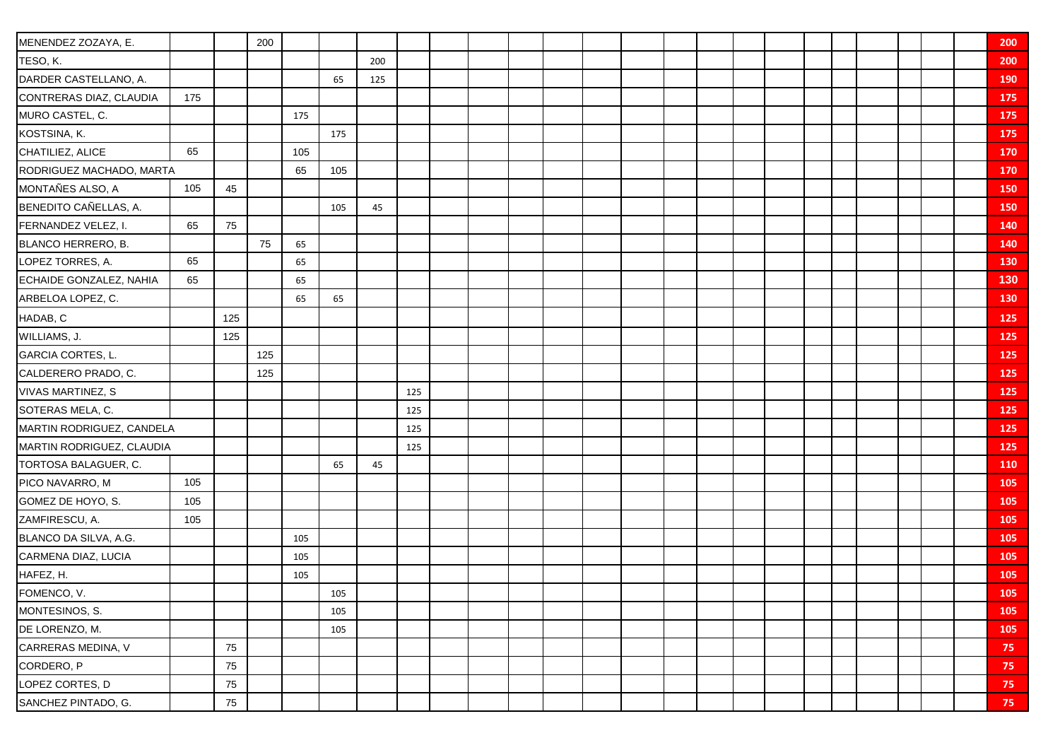| | | | | | | | | | | | | | | | | | | | | | | | | |
|---|---|---|---|---|---|---|---|---|---|---|---|---|---|---|---|---|---|---|---|---|---|---|---|---|
| MENENDEZ ZOZAYA, E. | | | 200 | | | | | | | | | | | | | | | | | | | | | **200** |
| TESO, K. | | | | | | 200 | | | | | | | | | | | | | | | | | | **200** |
| DARDER CASTELLANO, A. | | | | | 65 | 125 | | | | | | | | | | | | | | | | | | **190** |
| CONTRERAS DIAZ, CLAUDIA | 175 | | | | | | | | | | | | | | | | | | | | | | | **175** |
| MURO CASTEL, C. | | | | 175 | | | | | | | | | | | | | | | | | | | | **175** |
| KOSTSINA, K. | | | | | 175 | | | | | | | | | | | | | | | | | | | **175** |
| CHATILIEZ, ALICE | 65 | | | 105 | | | | | | | | | | | | | | | | | | | | **170** |
| RODRIGUEZ MACHADO, MARTA | | | | 65 | 105 | | | | | | | | | | | | | | | | | | | **170** |
| MONTAÑES ALSO, A | 105 | 45 | | | | | | | | | | | | | | | | | | | | | | **150** |
| BENEDITO CAÑELLAS, A. | | | | | 105 | 45 | | | | | | | | | | | | | | | | | | **150** |
| FERNANDEZ VELEZ, I. | 65 | 75 | | | | | | | | | | | | | | | | | | | | | | **140** |
| BLANCO HERRERO, B. | | | 75 | 65 | | | | | | | | | | | | | | | | | | | | **140** |
| LOPEZ TORRES, A. | 65 | | | 65 | | | | | | | | | | | | | | | | | | | | **130** |
| ECHAIDE GONZALEZ, NAHIA | 65 | | | 65 | | | | | | | | | | | | | | | | | | | | **130** |
| ARBELOA LOPEZ, C. | | | | 65 | 65 | | | | | | | | | | | | | | | | | | | **130** |
| HADAB, C | | 125 | | | | | | | | | | | | | | | | | | | | | | **125** |
| WILLIAMS, J. | | 125 | | | | | | | | | | | | | | | | | | | | | | **125** |
| GARCIA CORTES, L. | | | 125 | | | | | | | | | | | | | | | | | | | | | **125** |
| CALDERERO PRADO, C. | | | 125 | | | | | | | | | | | | | | | | | | | | | **125** |
| VIVAS MARTINEZ, S | | | | | | | 125 | | | | | | | | | | | | | | | | | **125** |
| SOTERAS MELA, C. | | | | | | | 125 | | | | | | | | | | | | | | | | | **125** |
| MARTIN RODRIGUEZ, CANDELA | | | | | | | 125 | | | | | | | | | | | | | | | | | **125** |
| MARTIN RODRIGUEZ, CLAUDIA | | | | | | | 125 | | | | | | | | | | | | | | | | | **125** |
| TORTOSA BALAGUER, C. | | | | | 65 | 45 | | | | | | | | | | | | | | | | | | **110** |
| PICO NAVARRO, M | 105 | | | | | | | | | | | | | | | | | | | | | | | **105** |
| GOMEZ DE HOYO, S. | 105 | | | | | | | | | | | | | | | | | | | | | | | **105** |
| ZAMFIRESCU, A. | 105 | | | | | | | | | | | | | | | | | | | | | | | **105** |
| BLANCO DA SILVA, A.G. | | | | 105 | | | | | | | | | | | | | | | | | | | | **105** |
| CARMENA DIAZ, LUCIA | | | | 105 | | | | | | | | | | | | | | | | | | | | **105** |
| HAFEZ, H. | | | | 105 | | | | | | | | | | | | | | | | | | | | **105** |
| FOMENCO, V. | | | | | 105 | | | | | | | | | | | | | | | | | | | **105** |
| MONTESINOS, S. | | | | | 105 | | | | | | | | | | | | | | | | | | | **105** |
| DE LORENZO, M. | | | | | 105 | | | | | | | | | | | | | | | | | | | **105** |
| CARRERAS MEDINA, V | | 75 | | | | | | | | | | | | | | | | | | | | | | **75** |
| CORDERO, P | | 75 | | | | | | | | | | | | | | | | | | | | | | **75** |
| LOPEZ CORTES, D | | 75 | | | | | | | | | | | | | | | | | | | | | | **75** |
| SANCHEZ PINTADO, G. | | 75 | | | | | | | | | | | | | | | | | | | | | | **75** |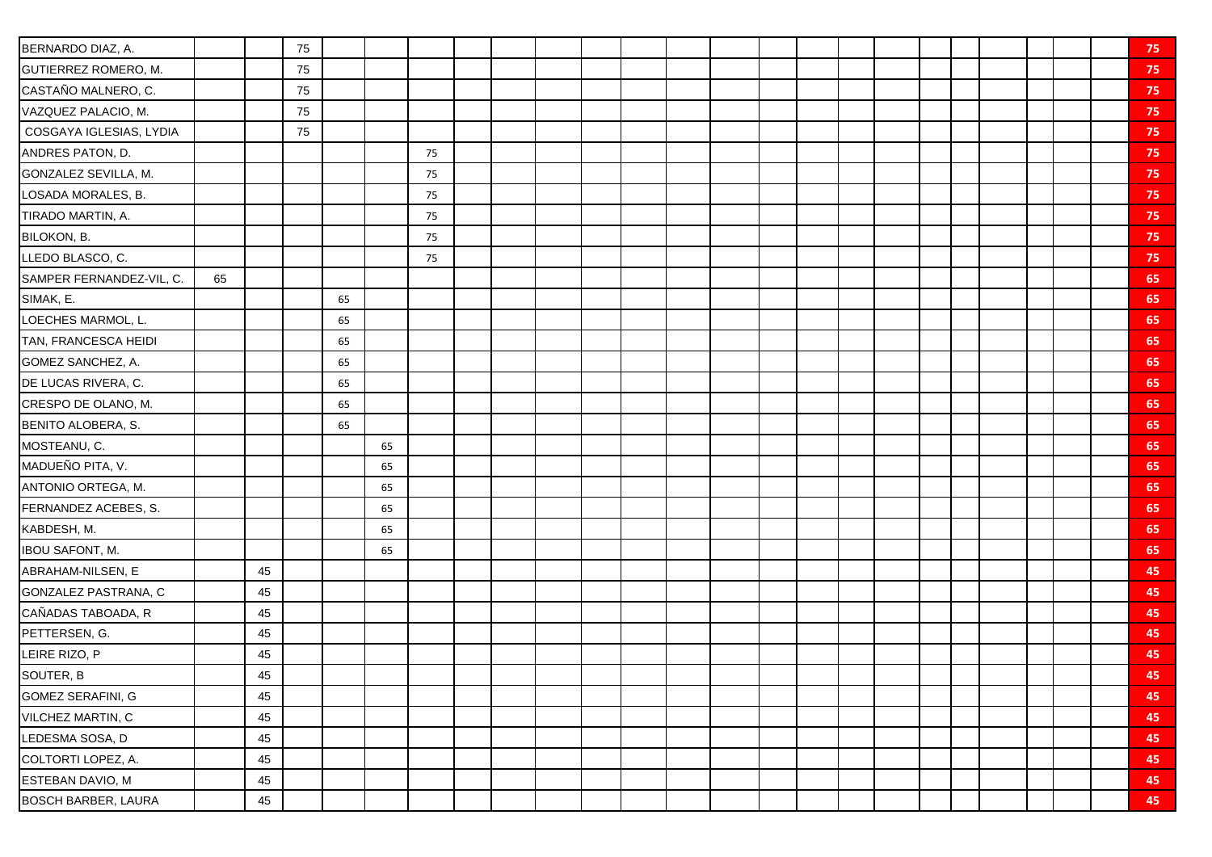| | | | | | | | | | | | | | | | | | | | | | | | | |
|---|---|---|---|---|---|---|---|---|---|---|---|---|---|---|---|---|---|---|---|---|---|---|---|---|
| BERNARDO DIAZ, A. | | | 75 | | | | | | | | | | | | | | | | | | | | | **75** |
| GUTIERREZ ROMERO, M. | | | 75 | | | | | | | | | | | | | | | | | | | | | **75** |
| CASTAÑO MALNERO, C. | | | 75 | | | | | | | | | | | | | | | | | | | | | **75** |
| VAZQUEZ PALACIO, M. | | | 75 | | | | | | | | | | | | | | | | | | | | | **75** |
| COSGAYA IGLESIAS, LYDIA | | | 75 | | | | | | | | | | | | | | | | | | | | | **75** |
| ANDRES PATON, D. | | | | | | 75 | | | | | | | | | | | | | | | | | | **75** |
| GONZALEZ SEVILLA, M. | | | | | | 75 | | | | | | | | | | | | | | | | | | **75** |
| LOSADA MORALES, B. | | | | | | 75 | | | | | | | | | | | | | | | | | | **75** |
| TIRADO MARTIN, A. | | | | | | 75 | | | | | | | | | | | | | | | | | | **75** |
| BILOKON, B. | | | | | | 75 | | | | | | | | | | | | | | | | | | **75** |
| LLEDO BLASCO, C. | | | | | | 75 | | | | | | | | | | | | | | | | | | **75** |
| SAMPER FERNANDEZ-VIL, C. | 65 | | | | | | | | | | | | | | | | | | | | | | | **65** |
| SIMAK, E. | | | | 65 | | | | | | | | | | | | | | | | | | | | **65** |
| LOECHES MARMOL, L. | | | | 65 | | | | | | | | | | | | | | | | | | | | **65** |
| TAN, FRANCESCA HEIDI | | | | 65 | | | | | | | | | | | | | | | | | | | | **65** |
| GOMEZ SANCHEZ, A. | | | | 65 | | | | | | | | | | | | | | | | | | | | **65** |
| DE LUCAS RIVERA, C. | | | | 65 | | | | | | | | | | | | | | | | | | | | **65** |
| CRESPO DE OLANO, M. | | | | 65 | | | | | | | | | | | | | | | | | | | | **65** |
| BENITO ALOBERA, S. | | | | 65 | | | | | | | | | | | | | | | | | | | | **65** |
| MOSTEANU, C. | | | | | 65 | | | | | | | | | | | | | | | | | | | **65** |
| MADUEÑO PITA, V. | | | | | 65 | | | | | | | | | | | | | | | | | | | **65** |
| ANTONIO ORTEGA, M. | | | | | 65 | | | | | | | | | | | | | | | | | | | **65** |
| FERNANDEZ ACEBES, S. | | | | | 65 | | | | | | | | | | | | | | | | | | | **65** |
| KABDESH, M. | | | | | 65 | | | | | | | | | | | | | | | | | | | **65** |
| IBOU SAFONT, M. | | | | | 65 | | | | | | | | | | | | | | | | | | | **65** |
| ABRAHAM-NILSEN, E | | 45 | | | | | | | | | | | | | | | | | | | | | | **45** |
| GONZALEZ PASTRANA, C | | 45 | | | | | | | | | | | | | | | | | | | | | | **45** |
| CAÑADAS TABOADA, R | | 45 | | | | | | | | | | | | | | | | | | | | | | **45** |
| PETTERSEN, G. | | 45 | | | | | | | | | | | | | | | | | | | | | | **45** |
| LEIRE RIZO, P | | 45 | | | | | | | | | | | | | | | | | | | | | | **45** |
| SOUTER, B | | 45 | | | | | | | | | | | | | | | | | | | | | | **45** |
| GOMEZ SERAFINI, G | | 45 | | | | | | | | | | | | | | | | | | | | | | **45** |
| VILCHEZ MARTIN, C | | 45 | | | | | | | | | | | | | | | | | | | | | | **45** |
| LEDESMA SOSA, D | | 45 | | | | | | | | | | | | | | | | | | | | | | **45** |
| COLTORTI LOPEZ, A. | | 45 | | | | | | | | | | | | | | | | | | | | | | **45** |
| ESTEBAN DAVIO, M | | 45 | | | | | | | | | | | | | | | | | | | | | | **45** |
| BOSCH BARBER, LAURA | | 45 | | | | | | | | | | | | | | | | | | | | | | **45** |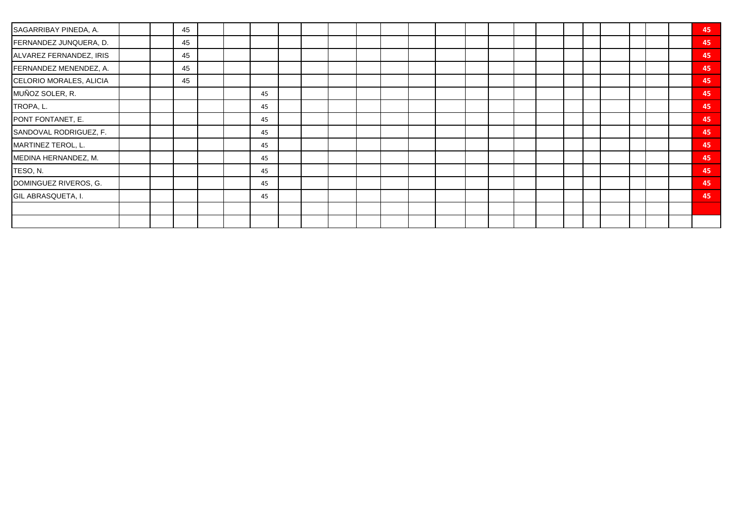| | | | | | | | | | | | | | | | | | | | | | | | | |
|---|---|---|---|---|---|---|---|---|---|---|---|---|---|---|---|---|---|---|---|---|---|---|---|---|
| SAGARRIBAY PINEDA, A. | | | 45 | | | | | | | | | | | | | | | | | | | | | 45 |
| FERNANDEZ JUNQUERA, D. | | | 45 | | | | | | | | | | | | | | | | | | | | | 45 |
| ALVAREZ FERNANDEZ, IRIS | | | 45 | | | | | | | | | | | | | | | | | | | | | 45 |
| FERNANDEZ MENENDEZ, A. | | | 45 | | | | | | | | | | | | | | | | | | | | | 45 |
| CELORIO MORALES, ALICIA | | | 45 | | | | | | | | | | | | | | | | | | | | | 45 |
| MUÑOZ SOLER, R. | | | | | | 45 | | | | | | | | | | | | | | | | | | 45 |
| TROPA, L. | | | | | | 45 | | | | | | | | | | | | | | | | | | 45 |
| PONT FONTANET, E. | | | | | | 45 | | | | | | | | | | | | | | | | | | 45 |
| SANDOVAL RODRIGUEZ, F. | | | | | | 45 | | | | | | | | | | | | | | | | | | 45 |
| MARTINEZ TEROL, L. | | | | | | 45 | | | | | | | | | | | | | | | | | | 45 |
| MEDINA HERNANDEZ, M. | | | | | | 45 | | | | | | | | | | | | | | | | | | 45 |
| TESO, N. | | | | | | 45 | | | | | | | | | | | | | | | | | | 45 |
| DOMINGUEZ RIVEROS, G. | | | | | | 45 | | | | | | | | | | | | | | | | | | 45 |
| GIL ABRASQUETA, I. | | | | | | 45 | | | | | | | | | | | | | | | | | | 45 |
| | | | | | | | | | | | | | | | | | | | | | | | | |
| | | | | | | | | | | | | | | | | | | | | | | | | |